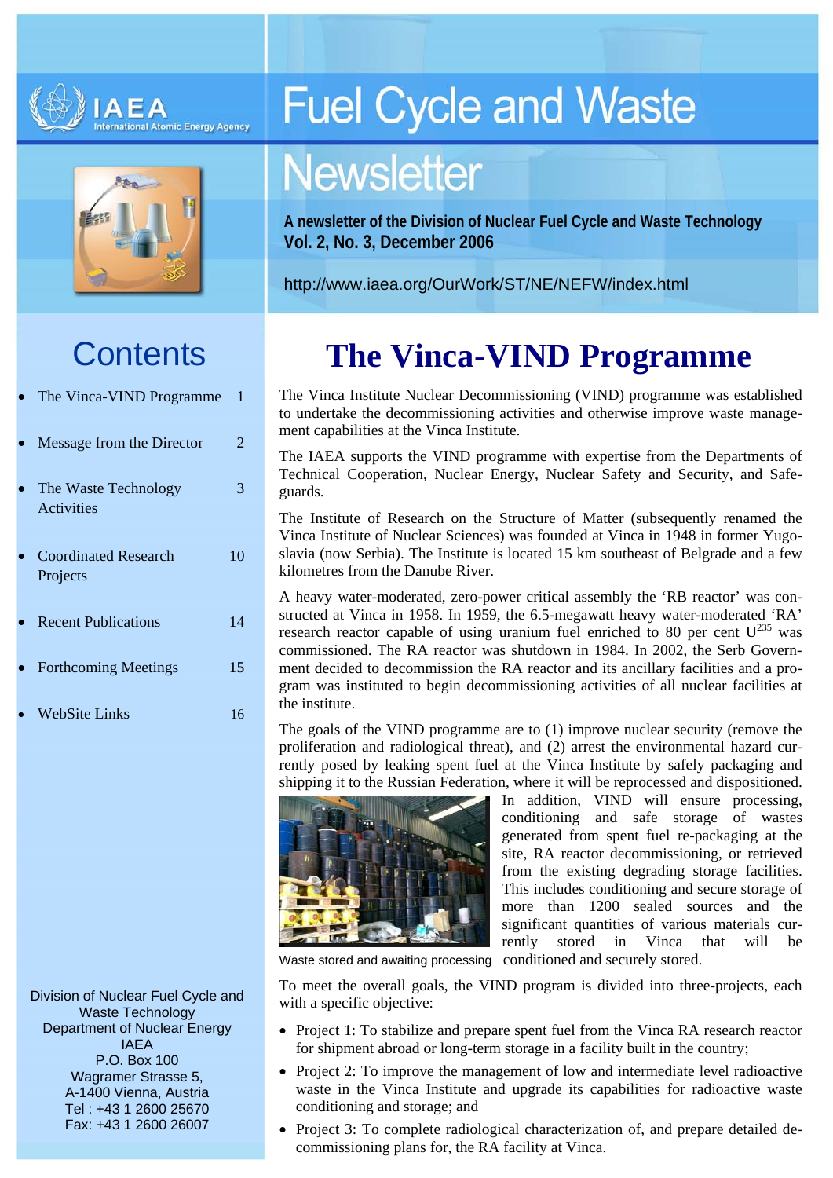# Fuel Cycle and Waste Newsletter

**A newsletter of the Division of Nuclear Fuel Cycle and Waste Technology**
**Vol. 2, No. 3, December 2006**

http://www.iaea.org/OurWork/ST/NE/NEFW/index.html

## Contents

- The Vinca-VIND Programme 1
- Message from the Director 2
- The Waste Technology Activities 3
- Coordinated Research Projects 10
- Recent Publications 14
- Forthcoming Meetings 15
- WebSite Links 16

Division of Nuclear Fuel Cycle and Waste Technology
Department of Nuclear Energy
IAEA
P.O. Box 100
Wagramer Strasse 5,
A-1400 Vienna, Austria
Tel : +43 1 2600 25670
Fax: +43 1 2600 26007

# The Vinca-VIND Programme

The Vinca Institute Nuclear Decommissioning (VIND) programme was established to undertake the decommissioning activities and otherwise improve waste management capabilities at the Vinca Institute.

The IAEA supports the VIND programme with expertise from the Departments of Technical Cooperation, Nuclear Energy, Nuclear Safety and Security, and Safeguards.

The Institute of Research on the Structure of Matter (subsequently renamed the Vinca Institute of Nuclear Sciences) was founded at Vinca in 1948 in former Yugoslavia (now Serbia). The Institute is located 15 km southeast of Belgrade and a few kilometres from the Danube River.

A heavy water-moderated, zero-power critical assembly the 'RB reactor' was constructed at Vinca in 1958. In 1959, the 6.5-megawatt heavy water-moderated 'RA' research reactor capable of using uranium fuel enriched to 80 per cent $U^{235}$ was commissioned. The RA reactor was shutdown in 1984. In 2002, the Serb Government decided to decommission the RA reactor and its ancillary facilities and a program was instituted to begin decommissioning activities of all nuclear facilities at the institute.

The goals of the VIND programme are to (1) improve nuclear security (remove the proliferation and radiological threat), and (2) arrest the environmental hazard currently posed by leaking spent fuel at the Vinca Institute by safely packaging and shipping it to the Russian Federation, where it will be reprocessed and dispositioned. In addition, VIND will ensure processing, conditioning and safe storage of wastes generated from spent fuel re-packaging at the site, RA reactor decommissioning, or retrieved from the existing degrading storage facilities. This includes conditioning and secure storage of more than 1200 sealed sources and the significant quantities of various materials currently stored in Vinca that will be conditioned and securely stored.

Waste stored and awaiting processing

To meet the overall goals, the VIND program is divided into three-projects, each with a specific objective:

- Project 1: To stabilize and prepare spent fuel from the Vinca RA research reactor for shipment abroad or long-term storage in a facility built in the country;
- Project 2: To improve the management of low and intermediate level radioactive waste in the Vinca Institute and upgrade its capabilities for radioactive waste conditioning and storage; and
- Project 3: To complete radiological characterization of, and prepare detailed decommissioning plans for, the RA facility at Vinca.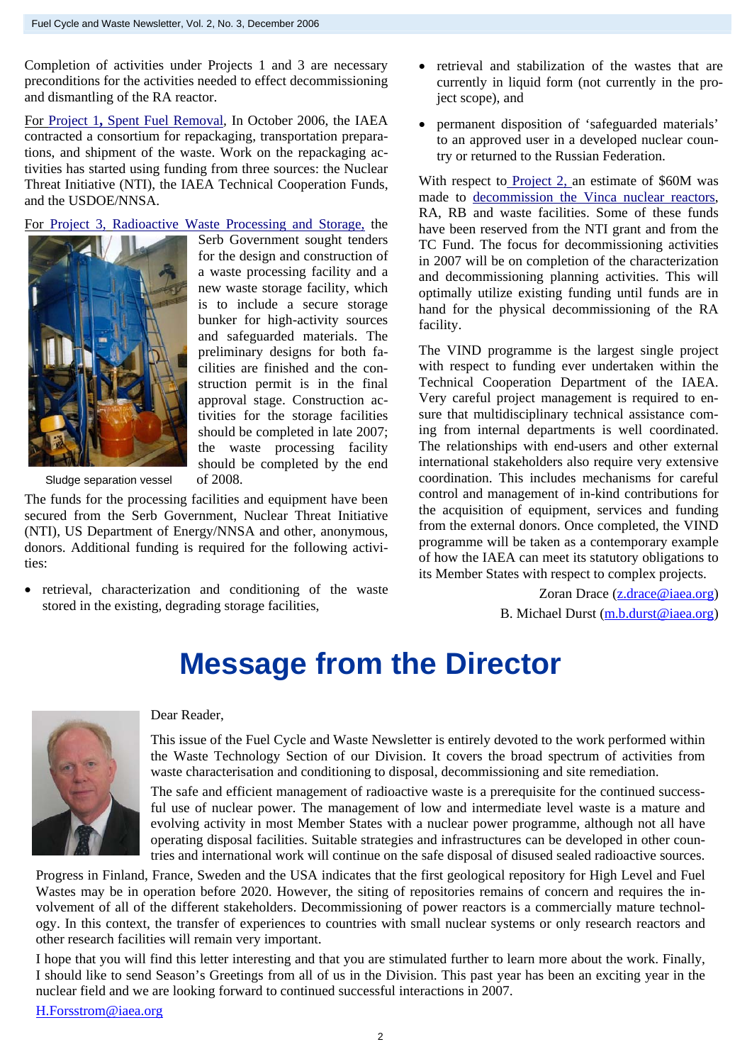Completion of activities under Projects 1 and 3 are necessary preconditions for the activities needed to effect decommissioning and dismantling of the RA reactor.

For Project 1, Spent Fuel Removal, In October 2006, the IAEA contracted a consortium for repackaging, transportation preparations, and shipment of the waste. Work on the repackaging activities has started using funding from three sources: the Nuclear Threat Initiative (NTI), the IAEA Technical Cooperation Funds, and the USDOE/NNSA.

For Project 3, Radioactive Waste Processing and Storage, the Serb Government sought tenders for the design and construction of a waste processing facility and a new waste storage facility, which is to include a secure storage bunker for high-activity sources and safeguarded materials. The preliminary designs for both facilities are finished and the construction permit is in the final approval stage. Construction activities for the storage facilities should be completed in late 2007; the waste processing facility should be completed by the end of 2008.

Sludge separation vessel

The funds for the processing facilities and equipment have been secured from the Serb Government, Nuclear Threat Initiative (NTI), US Department of Energy/NNSA and other, anonymous, donors. Additional funding is required for the following activities:

- retrieval, characterization and conditioning of the waste stored in the existing, degrading storage facilities,
- retrieval and stabilization of the wastes that are currently in liquid form (not currently in the project scope), and
- permanent disposition of 'safeguarded materials' to an approved user in a developed nuclear country or returned to the Russian Federation.

With respect to Project 2, an estimate of $60M was made to decommission the Vinca nuclear reactors, RA, RB and waste facilities. Some of these funds have been reserved from the NTI grant and from the TC Fund. The focus for decommissioning activities in 2007 will be on completion of the characterization and decommissioning planning activities. This will optimally utilize existing funding until funds are in hand for the physical decommissioning of the RA facility.

The VIND programme is the largest single project with respect to funding ever undertaken within the Technical Cooperation Department of the IAEA. Very careful project management is required to ensure that multidisciplinary technical assistance coming from internal departments is well coordinated. The relationships with end-users and other external international stakeholders also require very extensive coordination. This includes mechanisms for careful control and management of in-kind contributions for the acquisition of equipment, services and funding from the external donors. Once completed, the VIND programme will be taken as a contemporary example of how the IAEA can meet its statutory obligations to its Member States with respect to complex projects.

Zoran Drace (z.drace@iaea.org)
B. Michael Durst (m.b.durst@iaea.org)

# Message from the Director

Dear Reader,

This issue of the Fuel Cycle and Waste Newsletter is entirely devoted to the work performed within the Waste Technology Section of our Division. It covers the broad spectrum of activities from waste characterisation and conditioning to disposal, decommissioning and site remediation.

The safe and efficient management of radioactive waste is a prerequisite for the continued successful use of nuclear power. The management of low and intermediate level waste is a mature and evolving activity in most Member States with a nuclear power programme, although not all have operating disposal facilities. Suitable strategies and infrastructures can be developed in other countries and international work will continue on the safe disposal of disused sealed radioactive sources.

Progress in Finland, France, Sweden and the USA indicates that the first geological repository for High Level and Fuel Wastes may be in operation before 2020. However, the siting of repositories remains of concern and requires the involvement of all of the different stakeholders. Decommissioning of power reactors is a commercially mature technology. In this context, the transfer of experiences to countries with small nuclear systems or only research reactors and other research facilities will remain very important.

I hope that you will find this letter interesting and that you are stimulated further to learn more about the work. Finally, I should like to send Season's Greetings from all of us in the Division. This past year has been an exciting year in the nuclear field and we are looking forward to continued successful interactions in 2007.

H.Forsstrom@iaea.org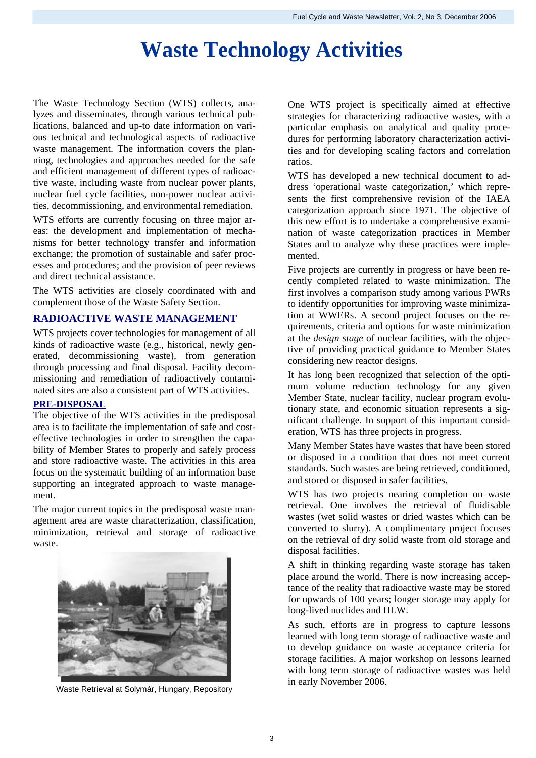# Waste Technology Activities

The Waste Technology Section (WTS) collects, analyzes and disseminates, through various technical publications, balanced and up-to date information on various technical and technological aspects of radioactive waste management. The information covers the planning, technologies and approaches needed for the safe and efficient management of different types of radioactive waste, including waste from nuclear power plants, nuclear fuel cycle facilities, non-power nuclear activities, decommissioning, and environmental remediation.

WTS efforts are currently focusing on three major areas: the development and implementation of mechanisms for better technology transfer and information exchange; the promotion of sustainable and safer processes and procedures; and the provision of peer reviews and direct technical assistance.

The WTS activities are closely coordinated with and complement those of the Waste Safety Section.

## RADIOACTIVE WASTE MANAGEMENT

WTS projects cover technologies for management of all kinds of radioactive waste (e.g., historical, newly generated, decommissioning waste), from generation through processing and final disposal. Facility decommissioning and remediation of radioactively contaminated sites are also a consistent part of WTS activities.

### PRE-DISPOSAL

The objective of the WTS activities in the predisposal area is to facilitate the implementation of safe and cost-effective technologies in order to strengthen the capability of Member States to properly and safely process and store radioactive waste. The activities in this area focus on the systematic building of an information base supporting an integrated approach to waste management.

The major current topics in the predisposal waste management area are waste characterization, classification, minimization, retrieval and storage of radioactive waste.

Waste Retrieval at Solymár, Hungary, Repository

One WTS project is specifically aimed at effective strategies for characterizing radioactive wastes, with a particular emphasis on analytical and quality procedures for performing laboratory characterization activities and for developing scaling factors and correlation ratios.

WTS has developed a new technical document to address 'operational waste categorization,' which represents the first comprehensive revision of the IAEA categorization approach since 1971. The objective of this new effort is to undertake a comprehensive examination of waste categorization practices in Member States and to analyze why these practices were implemented.

Five projects are currently in progress or have been recently completed related to waste minimization. The first involves a comparison study among various PWRs to identify opportunities for improving waste minimization at WWERs. A second project focuses on the requirements, criteria and options for waste minimization at the *design stage* of nuclear facilities, with the objective of providing practical guidance to Member States considering new reactor designs.

It has long been recognized that selection of the optimum volume reduction technology for any given Member State, nuclear facility, nuclear program evolutionary state, and economic situation represents a significant challenge. In support of this important consideration, WTS has three projects in progress.

Many Member States have wastes that have been stored or disposed in a condition that does not meet current standards. Such wastes are being retrieved, conditioned, and stored or disposed in safer facilities.

WTS has two projects nearing completion on waste retrieval. One involves the retrieval of fluidisable wastes (wet solid wastes or dried wastes which can be converted to slurry). A complimentary project focuses on the retrieval of dry solid waste from old storage and disposal facilities.

A shift in thinking regarding waste storage has taken place around the world. There is now increasing acceptance of the reality that radioactive waste may be stored for upwards of 100 years; longer storage may apply for long-lived nuclides and HLW.

As such, efforts are in progress to capture lessons learned with long term storage of radioactive waste and to develop guidance on waste acceptance criteria for storage facilities. A major workshop on lessons learned with long term storage of radioactive wastes was held in early November 2006.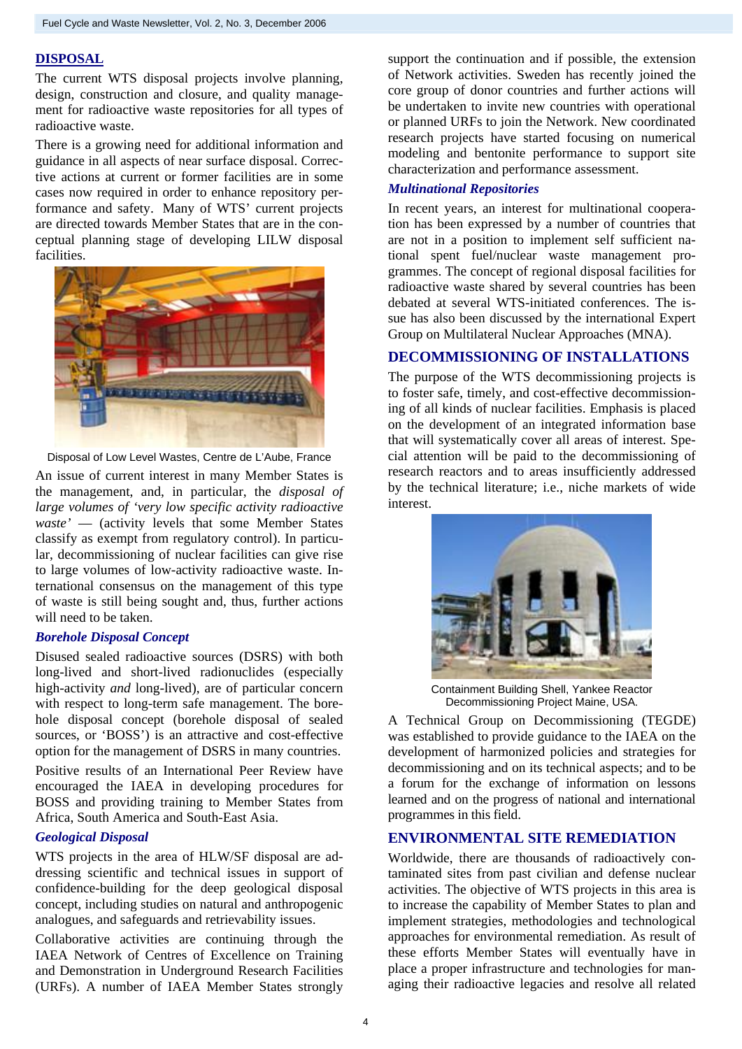## DISPOSAL

The current WTS disposal projects involve planning, design, construction and closure, and quality management for radioactive waste repositories for all types of radioactive waste.

There is a growing need for additional information and guidance in all aspects of near surface disposal. Corrective actions at current or former facilities are in some cases now required in order to enhance repository performance and safety. Many of WTS' current projects are directed towards Member States that are in the conceptual planning stage of developing LILW disposal facilities.

Disposal of Low Level Wastes, Centre de L'Aube, France

An issue of current interest in many Member States is the management, and, in particular, the *disposal of large volumes of 'very low specific activity radioactive waste'* — (activity levels that some Member States classify as exempt from regulatory control). In particular, decommissioning of nuclear facilities can give rise to large volumes of low-activity radioactive waste. International consensus on the management of this type of waste is still being sought and, thus, further actions will need to be taken.

### *Borehole Disposal Concept*

Disused sealed radioactive sources (DSRS) with both long-lived and short-lived radionuclides (especially high-activity *and* long-lived), are of particular concern with respect to long-term safe management. The borehole disposal concept (borehole disposal of sealed sources, or 'BOSS') is an attractive and cost-effective option for the management of DSRS in many countries.

Positive results of an International Peer Review have encouraged the IAEA in developing procedures for BOSS and providing training to Member States from Africa, South America and South-East Asia.

### *Geological Disposal*

WTS projects in the area of HLW/SF disposal are addressing scientific and technical issues in support of confidence-building for the deep geological disposal concept, including studies on natural and anthropogenic analogues, and safeguards and retrievability issues.

Collaborative activities are continuing through the IAEA Network of Centres of Excellence on Training and Demonstration in Underground Research Facilities (URFs). A number of IAEA Member States strongly support the continuation and if possible, the extension of Network activities. Sweden has recently joined the core group of donor countries and further actions will be undertaken to invite new countries with operational or planned URFs to join the Network. New coordinated research projects have started focusing on numerical modeling and bentonite performance to support site characterization and performance assessment.

### *Multinational Repositories*

In recent years, an interest for multinational cooperation has been expressed by a number of countries that are not in a position to implement self sufficient national spent fuel/nuclear waste management programmes. The concept of regional disposal facilities for radioactive waste shared by several countries has been debated at several WTS-initiated conferences. The issue has also been discussed by the international Expert Group on Multilateral Nuclear Approaches (MNA).

## DECOMMISSIONING OF INSTALLATIONS

The purpose of the WTS decommissioning projects is to foster safe, timely, and cost-effective decommissioning of all kinds of nuclear facilities. Emphasis is placed on the development of an integrated information base that will systematically cover all areas of interest. Special attention will be paid to the decommissioning of research reactors and to areas insufficiently addressed by the technical literature; i.e., niche markets of wide interest.

Containment Building Shell, Yankee Reactor Decommissioning Project Maine, USA.

A Technical Group on Decommissioning (TEGDE) was established to provide guidance to the IAEA on the development of harmonized policies and strategies for decommissioning and on its technical aspects; and to be a forum for the exchange of information on lessons learned and on the progress of national and international programmes in this field.

## ENVIRONMENTAL SITE REMEDIATION

Worldwide, there are thousands of radioactively contaminated sites from past civilian and defense nuclear activities. The objective of WTS projects in this area is to increase the capability of Member States to plan and implement strategies, methodologies and technological approaches for environmental remediation. As result of these efforts Member States will eventually have in place a proper infrastructure and technologies for managing their radioactive legacies and resolve all related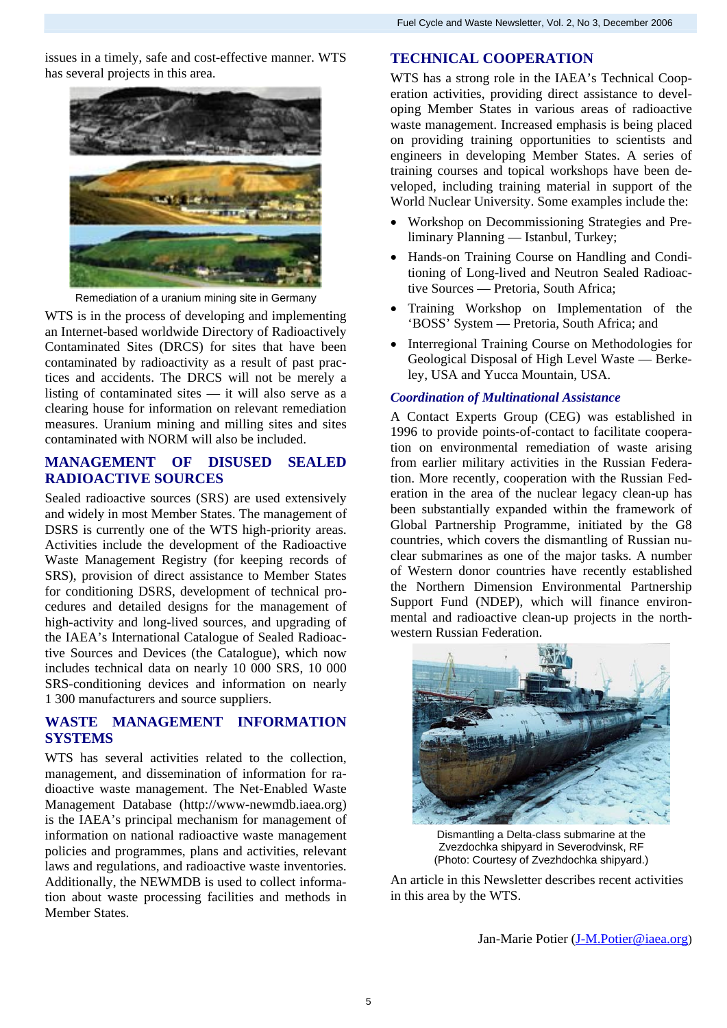issues in a timely, safe and cost-effective manner. WTS has several projects in this area.

Remediation of a uranium mining site in Germany

WTS is in the process of developing and implementing an Internet-based worldwide Directory of Radioactively Contaminated Sites (DRCS) for sites that have been contaminated by radioactivity as a result of past practices and accidents. The DRCS will not be merely a listing of contaminated sites — it will also serve as a clearing house for information on relevant remediation measures. Uranium mining and milling sites and sites contaminated with NORM will also be included.

## MANAGEMENT OF DISUSED SEALED RADIOACTIVE SOURCES

Sealed radioactive sources (SRS) are used extensively and widely in most Member States. The management of DSRS is currently one of the WTS high-priority areas. Activities include the development of the Radioactive Waste Management Registry (for keeping records of SRS), provision of direct assistance to Member States for conditioning DSRS, development of technical procedures and detailed designs for the management of high-activity and long-lived sources, and upgrading of the IAEA's International Catalogue of Sealed Radioactive Sources and Devices (the Catalogue), which now includes technical data on nearly 10 000 SRS, 10 000 SRS-conditioning devices and information on nearly 1 300 manufacturers and source suppliers.

## WASTE MANAGEMENT INFORMATION SYSTEMS

WTS has several activities related to the collection, management, and dissemination of information for radioactive waste management. The Net-Enabled Waste Management Database (http://www-newmdb.iaea.org) is the IAEA's principal mechanism for management of information on national radioactive waste management policies and programmes, plans and activities, relevant laws and regulations, and radioactive waste inventories. Additionally, the NEWMDB is used to collect information about waste processing facilities and methods in Member States.

## TECHNICAL COOPERATION

WTS has a strong role in the IAEA's Technical Cooperation activities, providing direct assistance to developing Member States in various areas of radioactive waste management. Increased emphasis is being placed on providing training opportunities to scientists and engineers in developing Member States. A series of training courses and topical workshops have been developed, including training material in support of the World Nuclear University. Some examples include the:

- Workshop on Decommissioning Strategies and Preliminary Planning — Istanbul, Turkey;
- Hands-on Training Course on Handling and Conditioning of Long-lived and Neutron Sealed Radioactive Sources — Pretoria, South Africa;
- Training Workshop on Implementation of the 'BOSS' System — Pretoria, South Africa; and
- Interregional Training Course on Methodologies for Geological Disposal of High Level Waste — Berkeley, USA and Yucca Mountain, USA.

### *Coordination of Multinational Assistance*

A Contact Experts Group (CEG) was established in 1996 to provide points-of-contact to facilitate cooperation on environmental remediation of waste arising from earlier military activities in the Russian Federation. More recently, cooperation with the Russian Federation in the area of the nuclear legacy clean-up has been substantially expanded within the framework of Global Partnership Programme, initiated by the G8 countries, which covers the dismantling of Russian nuclear submarines as one of the major tasks. A number of Western donor countries have recently established the Northern Dimension Environmental Partnership Support Fund (NDEP), which will finance environmental and radioactive clean-up projects in the north-western Russian Federation.

Dismantling a Delta-class submarine at the Zvezdochka shipyard in Severodvinsk, RF (Photo: Courtesy of Zvezhdochka shipyard.)

An article in this Newsletter describes recent activities in this area by the WTS.

Jan-Marie Potier (J-M.Potier@iaea.org)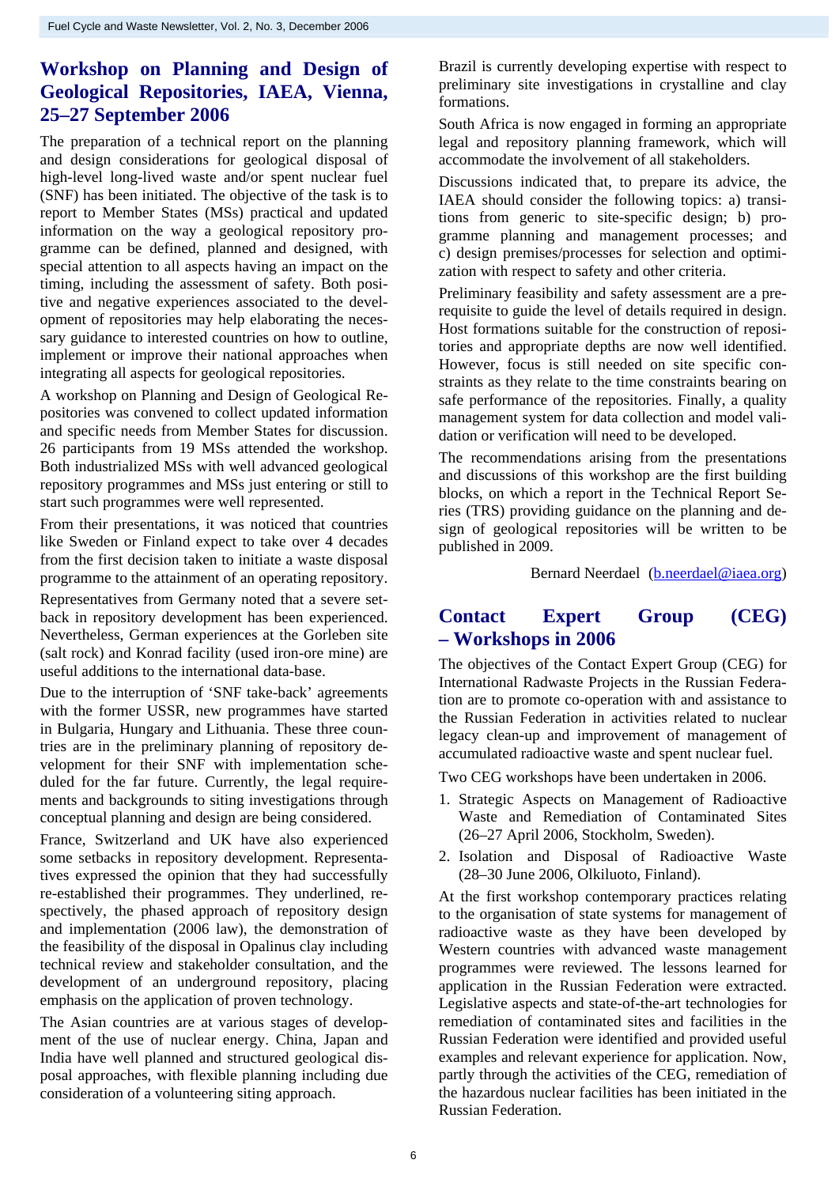## Workshop on Planning and Design of Geological Repositories, IAEA, Vienna, 25–27 September 2006

The preparation of a technical report on the planning and design considerations for geological disposal of high-level long-lived waste and/or spent nuclear fuel (SNF) has been initiated. The objective of the task is to report to Member States (MSs) practical and updated information on the way a geological repository programme can be defined, planned and designed, with special attention to all aspects having an impact on the timing, including the assessment of safety. Both positive and negative experiences associated to the development of repositories may help elaborating the necessary guidance to interested countries on how to outline, implement or improve their national approaches when integrating all aspects for geological repositories.

A workshop on Planning and Design of Geological Repositories was convened to collect updated information and specific needs from Member States for discussion. 26 participants from 19 MSs attended the workshop. Both industrialized MSs with well advanced geological repository programmes and MSs just entering or still to start such programmes were well represented.

From their presentations, it was noticed that countries like Sweden or Finland expect to take over 4 decades from the first decision taken to initiate a waste disposal programme to the attainment of an operating repository.

Representatives from Germany noted that a severe setback in repository development has been experienced. Nevertheless, German experiences at the Gorleben site (salt rock) and Konrad facility (used iron-ore mine) are useful additions to the international data-base.

Due to the interruption of 'SNF take-back' agreements with the former USSR, new programmes have started in Bulgaria, Hungary and Lithuania. These three countries are in the preliminary planning of repository development for their SNF with implementation scheduled for the far future. Currently, the legal requirements and backgrounds to siting investigations through conceptual planning and design are being considered.

France, Switzerland and UK have also experienced some setbacks in repository development. Representatives expressed the opinion that they had successfully re-established their programmes. They underlined, respectively, the phased approach of repository design and implementation (2006 law), the demonstration of the feasibility of the disposal in Opalinus clay including technical review and stakeholder consultation, and the development of an underground repository, placing emphasis on the application of proven technology.

The Asian countries are at various stages of development of the use of nuclear energy. China, Japan and India have well planned and structured geological disposal approaches, with flexible planning including due consideration of a volunteering siting approach.

Brazil is currently developing expertise with respect to preliminary site investigations in crystalline and clay formations.

South Africa is now engaged in forming an appropriate legal and repository planning framework, which will accommodate the involvement of all stakeholders.

Discussions indicated that, to prepare its advice, the IAEA should consider the following topics: a) transitions from generic to site-specific design; b) programme planning and management processes; and c) design premises/processes for selection and optimization with respect to safety and other criteria.

Preliminary feasibility and safety assessment are a prerequisite to guide the level of details required in design. Host formations suitable for the construction of repositories and appropriate depths are now well identified. However, focus is still needed on site specific constraints as they relate to the time constraints bearing on safe performance of the repositories. Finally, a quality management system for data collection and model validation or verification will need to be developed.

The recommendations arising from the presentations and discussions of this workshop are the first building blocks, on which a report in the Technical Report Series (TRS) providing guidance on the planning and design of geological repositories will be written to be published in 2009.

Bernard Neerdael (b.neerdael@iaea.org)

## Contact Expert Group (CEG) – Workshops in 2006

The objectives of the Contact Expert Group (CEG) for International Radwaste Projects in the Russian Federation are to promote co-operation with and assistance to the Russian Federation in activities related to nuclear legacy clean-up and improvement of management of accumulated radioactive waste and spent nuclear fuel.

Two CEG workshops have been undertaken in 2006.

1. Strategic Aspects on Management of Radioactive Waste and Remediation of Contaminated Sites (26–27 April 2006, Stockholm, Sweden).
2. Isolation and Disposal of Radioactive Waste (28–30 June 2006, Olkiluoto, Finland).

At the first workshop contemporary practices relating to the organisation of state systems for management of radioactive waste as they have been developed by Western countries with advanced waste management programmes were reviewed. The lessons learned for application in the Russian Federation were extracted. Legislative aspects and state-of-the-art technologies for remediation of contaminated sites and facilities in the Russian Federation were identified and provided useful examples and relevant experience for application. Now, partly through the activities of the CEG, remediation of the hazardous nuclear facilities has been initiated in the Russian Federation.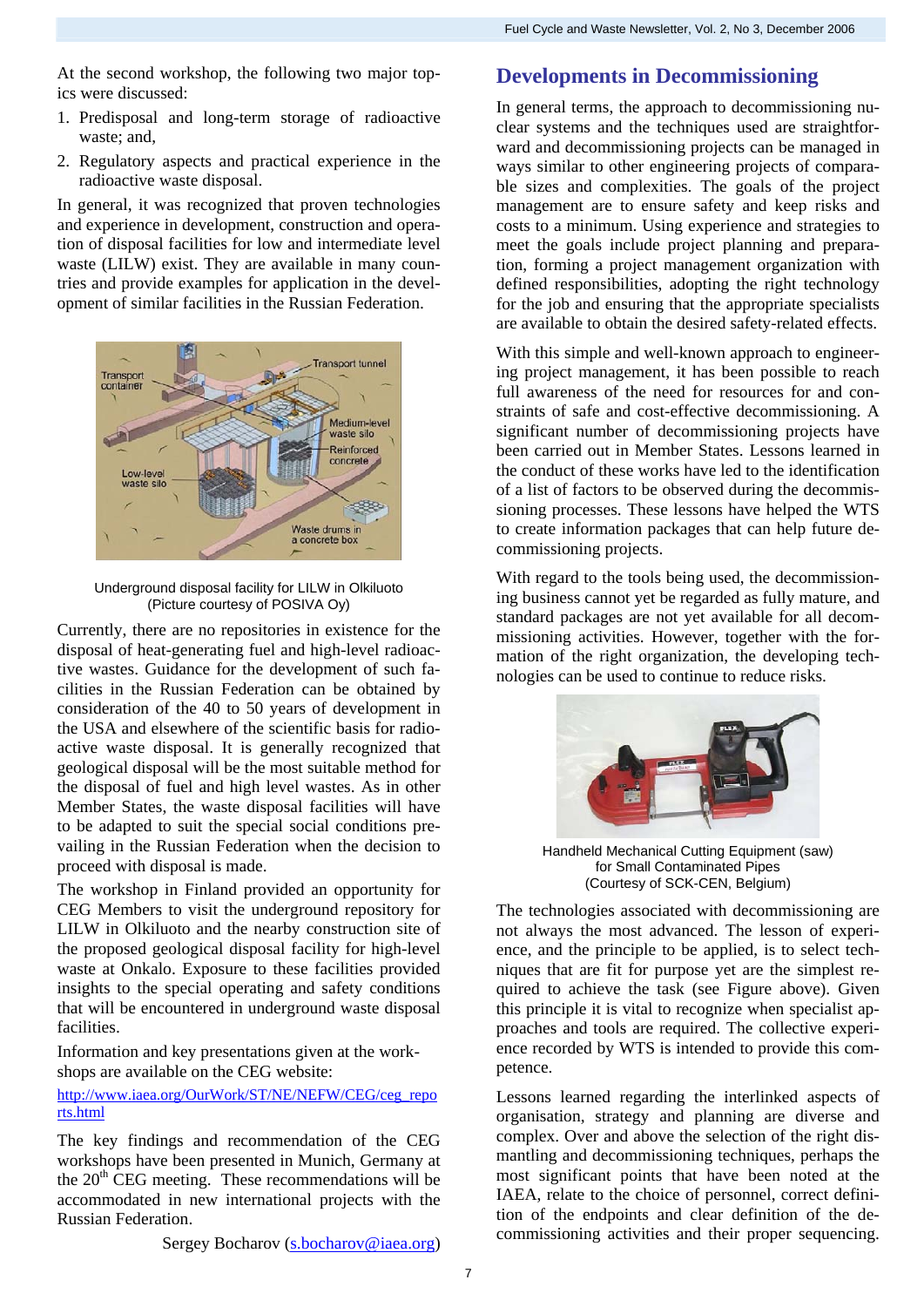At the second workshop, the following two major topics were discussed:

1. Predisposal and long-term storage of radioactive waste; and,
2. Regulatory aspects and practical experience in the radioactive waste disposal.

In general, it was recognized that proven technologies and experience in development, construction and operation of disposal facilities for low and intermediate level waste (LILW) exist. They are available in many countries and provide examples for application in the development of similar facilities in the Russian Federation.

Underground disposal facility for LILW in Olkiluoto
(Picture courtesy of POSIVA Oy)

Currently, there are no repositories in existence for the disposal of heat-generating fuel and high-level radioactive wastes. Guidance for the development of such facilities in the Russian Federation can be obtained by consideration of the 40 to 50 years of development in the USA and elsewhere of the scientific basis for radioactive waste disposal. It is generally recognized that geological disposal will be the most suitable method for the disposal of fuel and high level wastes. As in other Member States, the waste disposal facilities will have to be adapted to suit the special social conditions prevailing in the Russian Federation when the decision to proceed with disposal is made.

The workshop in Finland provided an opportunity for CEG Members to visit the underground repository for LILW in Olkiluoto and the nearby construction site of the proposed geological disposal facility for high-level waste at Onkalo. Exposure to these facilities provided insights to the special operating and safety conditions that will be encountered in underground waste disposal facilities.

Information and key presentations given at the workshops are available on the CEG website:

http://www.iaea.org/OurWork/ST/NE/NEFW/CEG/ceg_reports.html

The key findings and recommendation of the CEG workshops have been presented in Munich, Germany at the 20th CEG meeting. These recommendations will be accommodated in new international projects with the Russian Federation.

Sergey Bocharov (s.bocharov@iaea.org)

## Developments in Decommissioning

In general terms, the approach to decommissioning nuclear systems and the techniques used are straightforward and decommissioning projects can be managed in ways similar to other engineering projects of comparable sizes and complexities. The goals of the project management are to ensure safety and keep risks and costs to a minimum. Using experience and strategies to meet the goals include project planning and preparation, forming a project management organization with defined responsibilities, adopting the right technology for the job and ensuring that the appropriate specialists are available to obtain the desired safety-related effects.

With this simple and well-known approach to engineering project management, it has been possible to reach full awareness of the need for resources for and constraints of safe and cost-effective decommissioning. A significant number of decommissioning projects have been carried out in Member States. Lessons learned in the conduct of these works have led to the identification of a list of factors to be observed during the decommissioning processes. These lessons have helped the WTS to create information packages that can help future decommissioning projects.

With regard to the tools being used, the decommissioning business cannot yet be regarded as fully mature, and standard packages are not yet available for all decommissioning activities. However, together with the formation of the right organization, the developing technologies can be used to continue to reduce risks.

Handheld Mechanical Cutting Equipment (saw) for Small Contaminated Pipes
(Courtesy of SCK-CEN, Belgium)

The technologies associated with decommissioning are not always the most advanced. The lesson of experience, and the principle to be applied, is to select techniques that are fit for purpose yet are the simplest required to achieve the task (see Figure above). Given this principle it is vital to recognize when specialist approaches and tools are required. The collective experience recorded by WTS is intended to provide this competence.

Lessons learned regarding the interlinked aspects of organisation, strategy and planning are diverse and complex. Over and above the selection of the right dismantling and decommissioning techniques, perhaps the most significant points that have been noted at the IAEA, relate to the choice of personnel, correct definition of the endpoints and clear definition of the decommissioning activities and their proper sequencing.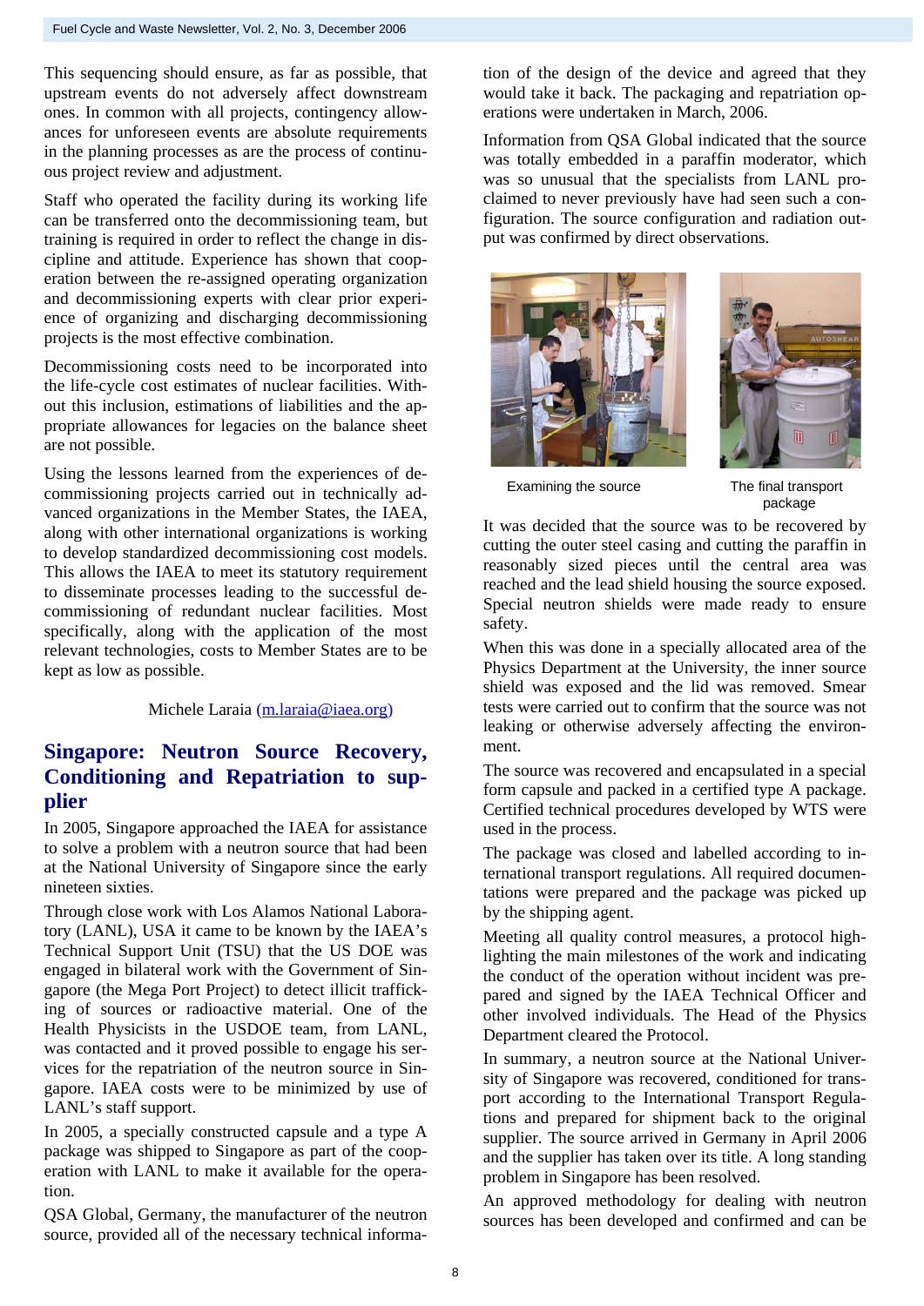This sequencing should ensure, as far as possible, that upstream events do not adversely affect downstream ones. In common with all projects, contingency allowances for unforeseen events are absolute requirements in the planning processes as are the process of continuous project review and adjustment.

Staff who operated the facility during its working life can be transferred onto the decommissioning team, but training is required in order to reflect the change in discipline and attitude. Experience has shown that cooperation between the re-assigned operating organization and decommissioning experts with clear prior experience of organizing and discharging decommissioning projects is the most effective combination.

Decommissioning costs need to be incorporated into the life-cycle cost estimates of nuclear facilities. Without this inclusion, estimations of liabilities and the appropriate allowances for legacies on the balance sheet are not possible.

Using the lessons learned from the experiences of decommissioning projects carried out in technically advanced organizations in the Member States, the IAEA, along with other international organizations is working to develop standardized decommissioning cost models. This allows the IAEA to meet its statutory requirement to disseminate processes leading to the successful decommissioning of redundant nuclear facilities. Most specifically, along with the application of the most relevant technologies, costs to Member States are to be kept as low as possible.

Michele Laraia (m.laraia@iaea.org)

## Singapore: Neutron Source Recovery, Conditioning and Repatriation to supplier

In 2005, Singapore approached the IAEA for assistance to solve a problem with a neutron source that had been at the National University of Singapore since the early nineteen sixties.

Through close work with Los Alamos National Laboratory (LANL), USA it came to be known by the IAEA's Technical Support Unit (TSU) that the US DOE was engaged in bilateral work with the Government of Singapore (the Mega Port Project) to detect illicit trafficking of sources or radioactive material. One of the Health Physicists in the USDOE team, from LANL, was contacted and it proved possible to engage his services for the repatriation of the neutron source in Singapore. IAEA costs were to be minimized by use of LANL's staff support.

In 2005, a specially constructed capsule and a type A package was shipped to Singapore as part of the cooperation with LANL to make it available for the operation.

QSA Global, Germany, the manufacturer of the neutron source, provided all of the necessary technical information of the design of the device and agreed that they would take it back. The packaging and repatriation operations were undertaken in March, 2006.

Information from QSA Global indicated that the source was totally embedded in a paraffin moderator, which was so unusual that the specialists from LANL proclaimed to never previously have had seen such a configuration. The source configuration and radiation output was confirmed by direct observations.

Examining the source

The final transport package

It was decided that the source was to be recovered by cutting the outer steel casing and cutting the paraffin in reasonably sized pieces until the central area was reached and the lead shield housing the source exposed. Special neutron shields were made ready to ensure safety.

When this was done in a specially allocated area of the Physics Department at the University, the inner source shield was exposed and the lid was removed. Smear tests were carried out to confirm that the source was not leaking or otherwise adversely affecting the environment.

The source was recovered and encapsulated in a special form capsule and packed in a certified type A package. Certified technical procedures developed by WTS were used in the process.

The package was closed and labelled according to international transport regulations. All required documentations were prepared and the package was picked up by the shipping agent.

Meeting all quality control measures, a protocol highlighting the main milestones of the work and indicating the conduct of the operation without incident was prepared and signed by the IAEA Technical Officer and other involved individuals. The Head of the Physics Department cleared the Protocol.

In summary, a neutron source at the National University of Singapore was recovered, conditioned for transport according to the International Transport Regulations and prepared for shipment back to the original supplier. The source arrived in Germany in April 2006 and the supplier has taken over its title. A long standing problem in Singapore has been resolved.

An approved methodology for dealing with neutron sources has been developed and confirmed and can be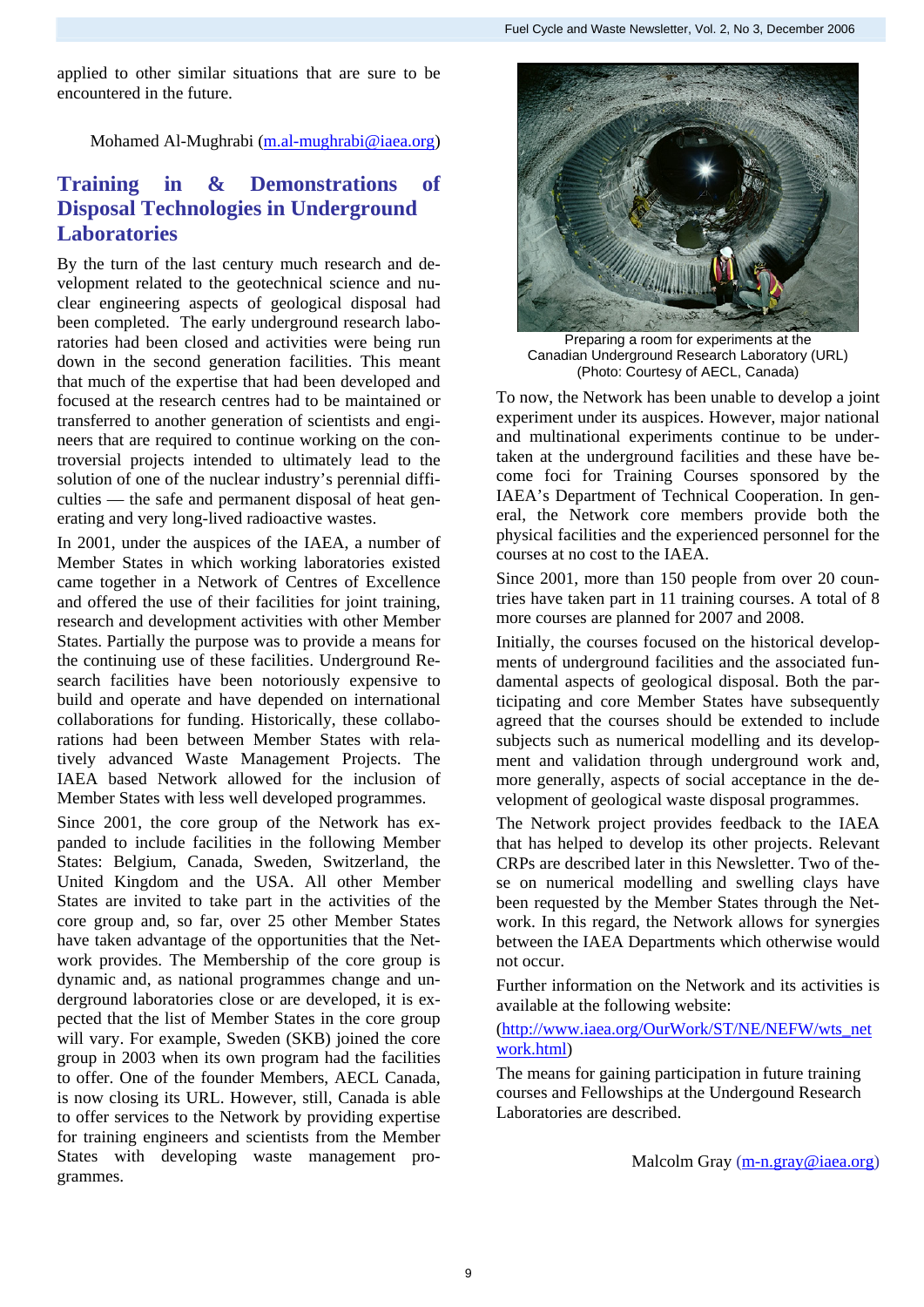applied to other similar situations that are sure to be encountered in the future.

Mohamed Al-Mughrabi (m.al-mughrabi@iaea.org)

## Training in & Demonstrations of Disposal Technologies in Underground Laboratories

By the turn of the last century much research and development related to the geotechnical science and nuclear engineering aspects of geological disposal had been completed. The early underground research laboratories had been closed and activities were being run down in the second generation facilities. This meant that much of the expertise that had been developed and focused at the research centres had to be maintained or transferred to another generation of scientists and engineers that are required to continue working on the controversial projects intended to ultimately lead to the solution of one of the nuclear industry's perennial difficulties — the safe and permanent disposal of heat generating and very long-lived radioactive wastes.

In 2001, under the auspices of the IAEA, a number of Member States in which working laboratories existed came together in a Network of Centres of Excellence and offered the use of their facilities for joint training, research and development activities with other Member States. Partially the purpose was to provide a means for the continuing use of these facilities. Underground Research facilities have been notoriously expensive to build and operate and have depended on international collaborations for funding. Historically, these collaborations had been between Member States with relatively advanced Waste Management Projects. The IAEA based Network allowed for the inclusion of Member States with less well developed programmes.

Since 2001, the core group of the Network has expanded to include facilities in the following Member States: Belgium, Canada, Sweden, Switzerland, the United Kingdom and the USA. All other Member States are invited to take part in the activities of the core group and, so far, over 25 other Member States have taken advantage of the opportunities that the Network provides. The Membership of the core group is dynamic and, as national programmes change and underground laboratories close or are developed, it is expected that the list of Member States in the core group will vary. For example, Sweden (SKB) joined the core group in 2003 when its own program had the facilities to offer. One of the founder Members, AECL Canada, is now closing its URL. However, still, Canada is able to offer services to the Network by providing expertise for training engineers and scientists from the Member States with developing waste management programmes.

Preparing a room for experiments at the Canadian Underground Research Laboratory (URL) (Photo: Courtesy of AECL, Canada)

To now, the Network has been unable to develop a joint experiment under its auspices. However, major national and multinational experiments continue to be undertaken at the underground facilities and these have become foci for Training Courses sponsored by the IAEA's Department of Technical Cooperation. In general, the Network core members provide both the physical facilities and the experienced personnel for the courses at no cost to the IAEA.

Since 2001, more than 150 people from over 20 countries have taken part in 11 training courses. A total of 8 more courses are planned for 2007 and 2008.

Initially, the courses focused on the historical developments of underground facilities and the associated fundamental aspects of geological disposal. Both the participating and core Member States have subsequently agreed that the courses should be extended to include subjects such as numerical modelling and its development and validation through underground work and, more generally, aspects of social acceptance in the development of geological waste disposal programmes.

The Network project provides feedback to the IAEA that has helped to develop its other projects. Relevant CRPs are described later in this Newsletter. Two of these on numerical modelling and swelling clays have been requested by the Member States through the Network. In this regard, the Network allows for synergies between the IAEA Departments which otherwise would not occur.

Further information on the Network and its activities is available at the following website:

(http://www.iaea.org/OurWork/ST/NE/NEFW/wts_network.html)

The means for gaining participation in future training courses and Fellowships at the Undergound Research Laboratories are described.

Malcolm Gray (m-n.gray@iaea.org)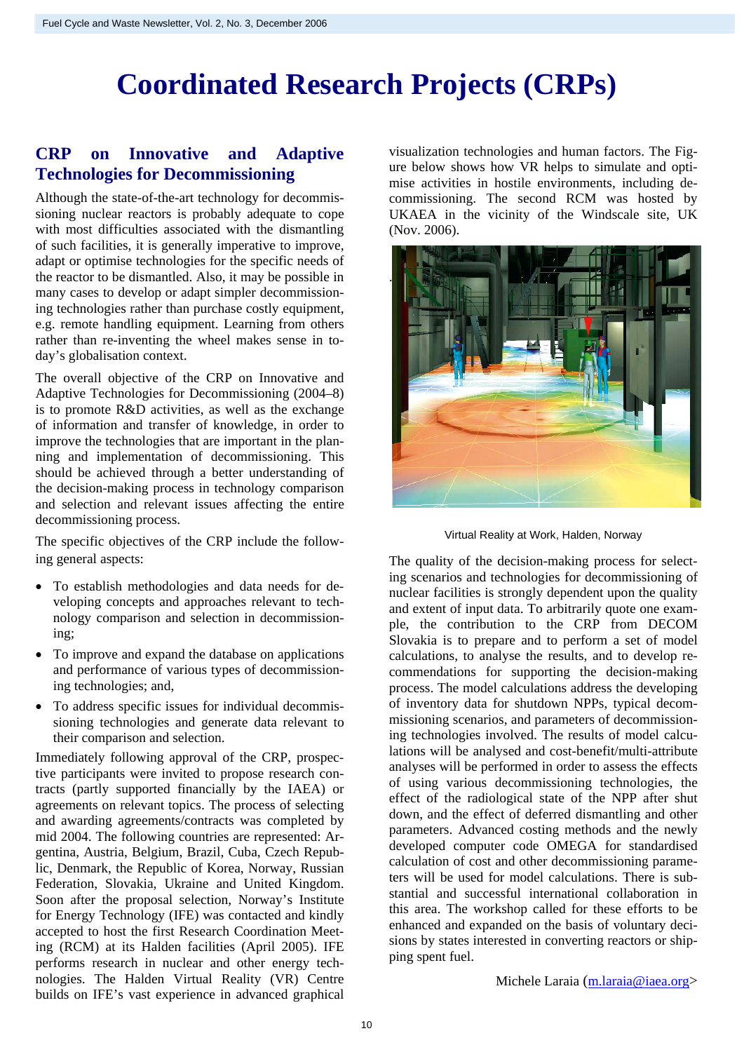# Coordinated Research Projects (CRPs)

## CRP on Innovative and Adaptive Technologies for Decommissioning

Although the state-of-the-art technology for decommissioning nuclear reactors is probably adequate to cope with most difficulties associated with the dismantling of such facilities, it is generally imperative to improve, adapt or optimise technologies for the specific needs of the reactor to be dismantled. Also, it may be possible in many cases to develop or adapt simpler decommissioning technologies rather than purchase costly equipment, e.g. remote handling equipment. Learning from others rather than re-inventing the wheel makes sense in today's globalisation context.

The overall objective of the CRP on Innovative and Adaptive Technologies for Decommissioning (2004–8) is to promote R&D activities, as well as the exchange of information and transfer of knowledge, in order to improve the technologies that are important in the planning and implementation of decommissioning. This should be achieved through a better understanding of the decision-making process in technology comparison and selection and relevant issues affecting the entire decommissioning process.

The specific objectives of the CRP include the following general aspects:

- To establish methodologies and data needs for developing concepts and approaches relevant to technology comparison and selection in decommissioning;
- To improve and expand the database on applications and performance of various types of decommissioning technologies; and,
- To address specific issues for individual decommissioning technologies and generate data relevant to their comparison and selection.

Immediately following approval of the CRP, prospective participants were invited to propose research contracts (partly supported financially by the IAEA) or agreements on relevant topics. The process of selecting and awarding agreements/contracts was completed by mid 2004. The following countries are represented: Argentina, Austria, Belgium, Brazil, Cuba, Czech Republic, Denmark, the Republic of Korea, Norway, Russian Federation, Slovakia, Ukraine and United Kingdom. Soon after the proposal selection, Norway's Institute for Energy Technology (IFE) was contacted and kindly accepted to host the first Research Coordination Meeting (RCM) at its Halden facilities (April 2005). IFE performs research in nuclear and other energy technologies. The Halden Virtual Reality (VR) Centre builds on IFE's vast experience in advanced graphical visualization technologies and human factors. The Figure below shows how VR helps to simulate and optimise activities in hostile environments, including decommissioning. The second RCM was hosted by UKAEA in the vicinity of the Windscale site, UK (Nov. 2006).

Virtual Reality at Work, Halden, Norway

The quality of the decision-making process for selecting scenarios and technologies for decommissioning of nuclear facilities is strongly dependent upon the quality and extent of input data. To arbitrarily quote one example, the contribution to the CRP from DECOM Slovakia is to prepare and to perform a set of model calculations, to analyse the results, and to develop recommendations for supporting the decision-making process. The model calculations address the developing of inventory data for shutdown NPPs, typical decommissioning scenarios, and parameters of decommissioning technologies involved. The results of model calculations will be analysed and cost-benefit/multi-attribute analyses will be performed in order to assess the effects of using various decommissioning technologies, the effect of the radiological state of the NPP after shut down, and the effect of deferred dismantling and other parameters. Advanced costing methods and the newly developed computer code OMEGA for standardised calculation of cost and other decommissioning parameters will be used for model calculations. There is substantial and successful international collaboration in this area. The workshop called for these efforts to be enhanced and expanded on the basis of voluntary decisions by states interested in converting reactors or shipping spent fuel.

Michele Laraia (m.laraia@iaea.org>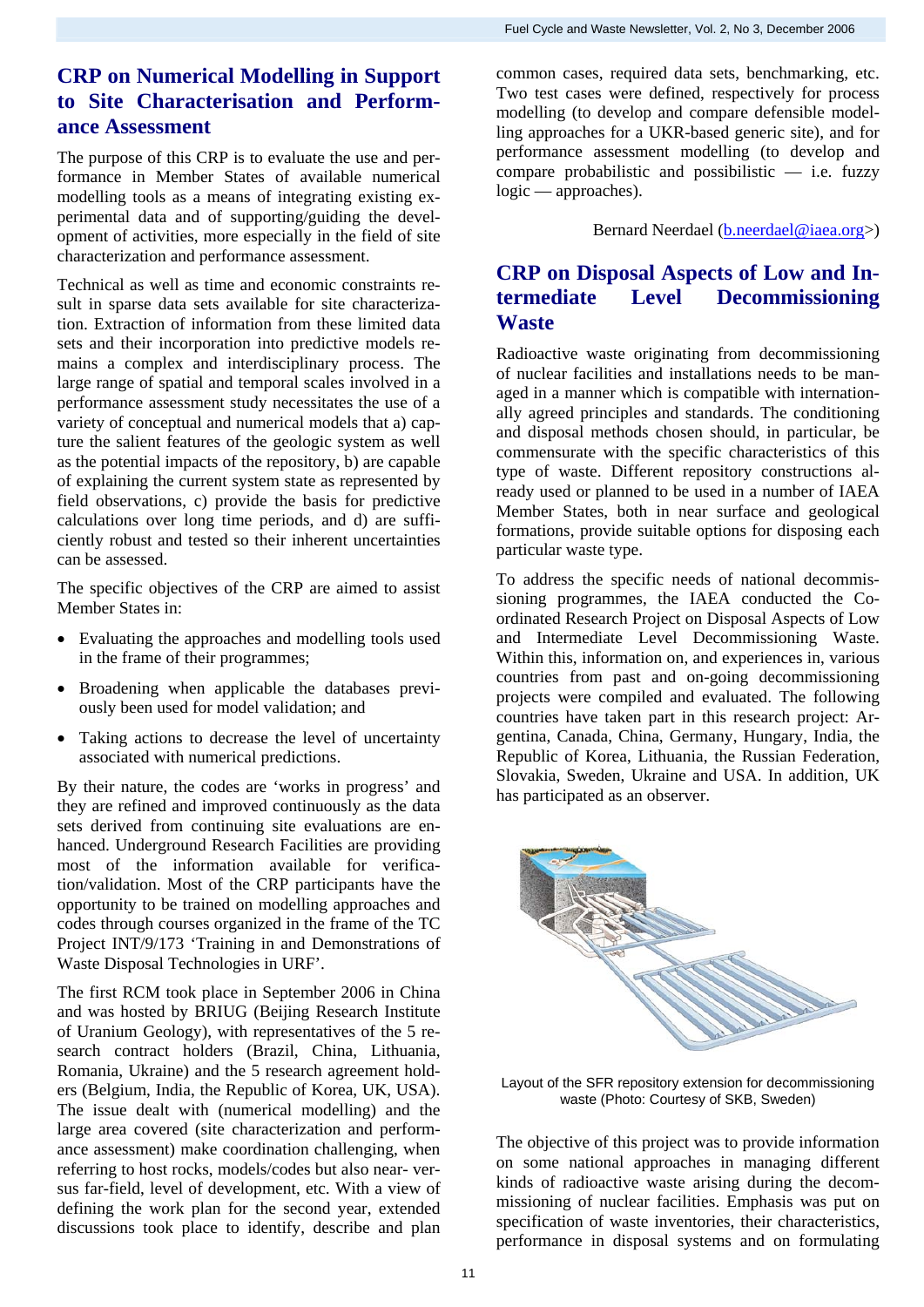## CRP on Numerical Modelling in Support to Site Characterisation and Performance Assessment

The purpose of this CRP is to evaluate the use and performance in Member States of available numerical modelling tools as a means of integrating existing experimental data and of supporting/guiding the development of activities, more especially in the field of site characterization and performance assessment.

Technical as well as time and economic constraints result in sparse data sets available for site characterization. Extraction of information from these limited data sets and their incorporation into predictive models remains a complex and interdisciplinary process. The large range of spatial and temporal scales involved in a performance assessment study necessitates the use of a variety of conceptual and numerical models that a) capture the salient features of the geologic system as well as the potential impacts of the repository, b) are capable of explaining the current system state as represented by field observations, c) provide the basis for predictive calculations over long time periods, and d) are sufficiently robust and tested so their inherent uncertainties can be assessed.

The specific objectives of the CRP are aimed to assist Member States in:

- Evaluating the approaches and modelling tools used in the frame of their programmes;
- Broadening when applicable the databases previously been used for model validation; and
- Taking actions to decrease the level of uncertainty associated with numerical predictions.

By their nature, the codes are 'works in progress' and they are refined and improved continuously as the data sets derived from continuing site evaluations are enhanced. Underground Research Facilities are providing most of the information available for verification/validation. Most of the CRP participants have the opportunity to be trained on modelling approaches and codes through courses organized in the frame of the TC Project INT/9/173 'Training in and Demonstrations of Waste Disposal Technologies in URF'.

The first RCM took place in September 2006 in China and was hosted by BRIUG (Beijing Research Institute of Uranium Geology), with representatives of the 5 research contract holders (Brazil, China, Lithuania, Romania, Ukraine) and the 5 research agreement holders (Belgium, India, the Republic of Korea, UK, USA). The issue dealt with (numerical modelling) and the large area covered (site characterization and performance assessment) make coordination challenging, when referring to host rocks, models/codes but also near- versus far-field, level of development, etc. With a view of defining the work plan for the second year, extended discussions took place to identify, describe and plan common cases, required data sets, benchmarking, etc. Two test cases were defined, respectively for process modelling (to develop and compare defensible modelling approaches for a UKR-based generic site), and for performance assessment modelling (to develop and compare probabilistic and possibilistic — i.e. fuzzy logic — approaches).

Bernard Neerdael (b.neerdael@iaea.org>)

## CRP on Disposal Aspects of Low and Intermediate Level Decommissioning Waste

Radioactive waste originating from decommissioning of nuclear facilities and installations needs to be managed in a manner which is compatible with internationally agreed principles and standards. The conditioning and disposal methods chosen should, in particular, be commensurate with the specific characteristics of this type of waste. Different repository constructions already used or planned to be used in a number of IAEA Member States, both in near surface and geological formations, provide suitable options for disposing each particular waste type.

To address the specific needs of national decommissioning programmes, the IAEA conducted the Coordinated Research Project on Disposal Aspects of Low and Intermediate Level Decommissioning Waste. Within this, information on, and experiences in, various countries from past and on-going decommissioning projects were compiled and evaluated. The following countries have taken part in this research project: Argentina, Canada, China, Germany, Hungary, India, the Republic of Korea, Lithuania, the Russian Federation, Slovakia, Sweden, Ukraine and USA. In addition, UK has participated as an observer.

Layout of the SFR repository extension for decommissioning waste (Photo: Courtesy of SKB, Sweden)

The objective of this project was to provide information on some national approaches in managing different kinds of radioactive waste arising during the decommissioning of nuclear facilities. Emphasis was put on specification of waste inventories, their characteristics, performance in disposal systems and on formulating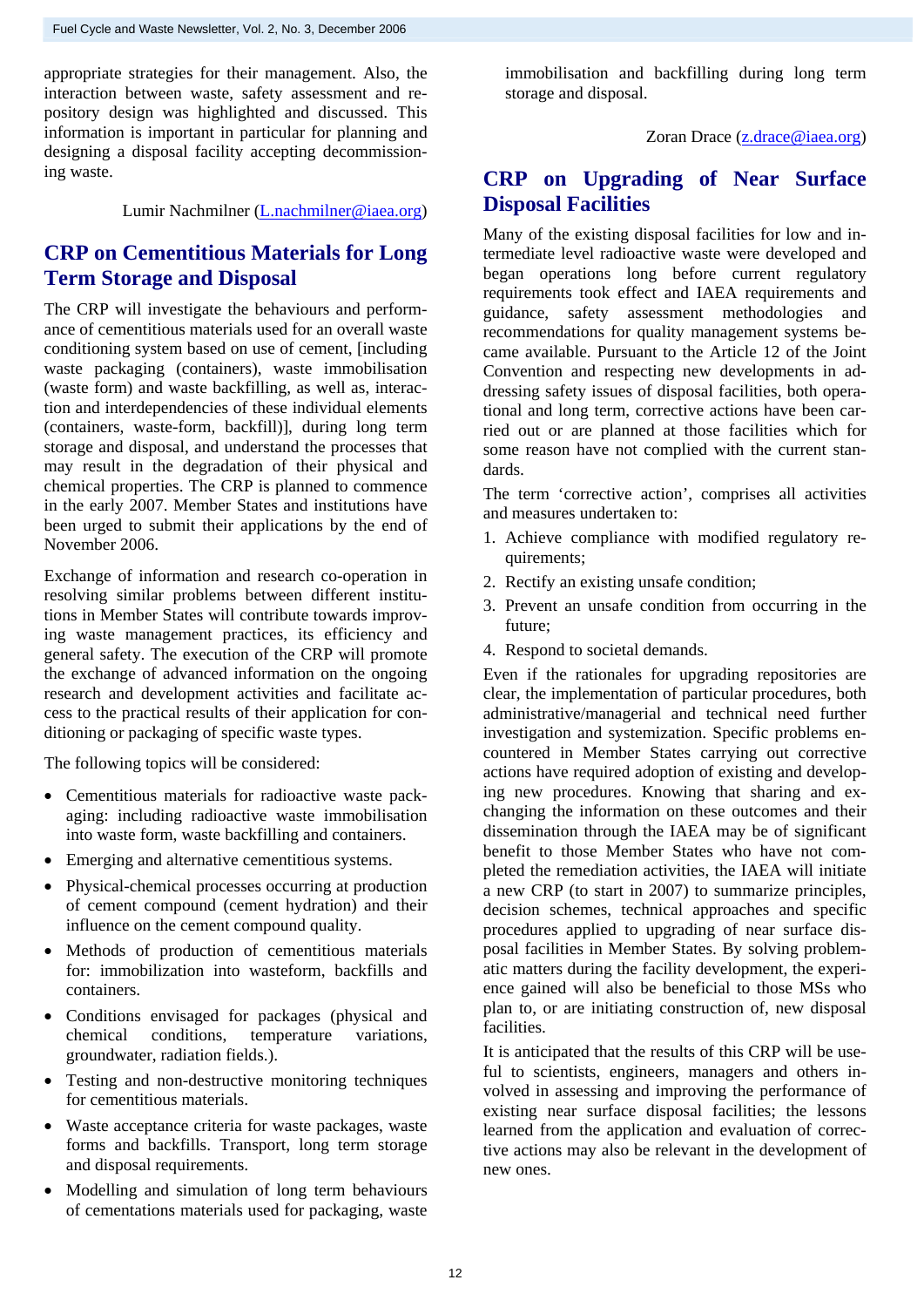appropriate strategies for their management. Also, the interaction between waste, safety assessment and repository design was highlighted and discussed. This information is important in particular for planning and designing a disposal facility accepting decommissioning waste.

Lumir Nachmilner (L.nachmilner@iaea.org)

## CRP on Cementitious Materials for Long Term Storage and Disposal

The CRP will investigate the behaviours and performance of cementitious materials used for an overall waste conditioning system based on use of cement, [including waste packaging (containers), waste immobilisation (waste form) and waste backfilling, as well as, interaction and interdependencies of these individual elements (containers, waste-form, backfill)], during long term storage and disposal, and understand the processes that may result in the degradation of their physical and chemical properties. The CRP is planned to commence in the early 2007. Member States and institutions have been urged to submit their applications by the end of November 2006.

Exchange of information and research co-operation in resolving similar problems between different institutions in Member States will contribute towards improving waste management practices, its efficiency and general safety. The execution of the CRP will promote the exchange of advanced information on the ongoing research and development activities and facilitate access to the practical results of their application for conditioning or packaging of specific waste types.

The following topics will be considered:

- Cementitious materials for radioactive waste packaging: including radioactive waste immobilisation into waste form, waste backfilling and containers.
- Emerging and alternative cementitious systems.
- Physical-chemical processes occurring at production of cement compound (cement hydration) and their influence on the cement compound quality.
- Methods of production of cementitious materials for: immobilization into wasteform, backfills and containers.
- Conditions envisaged for packages (physical and chemical conditions, temperature variations, groundwater, radiation fields.).
- Testing and non-destructive monitoring techniques for cementitious materials.
- Waste acceptance criteria for waste packages, waste forms and backfills. Transport, long term storage and disposal requirements.
- Modelling and simulation of long term behaviours of cementations materials used for packaging, waste immobilisation and backfilling during long term storage and disposal.

Zoran Drace (z.drace@iaea.org)

## CRP on Upgrading of Near Surface Disposal Facilities

Many of the existing disposal facilities for low and intermediate level radioactive waste were developed and began operations long before current regulatory requirements took effect and IAEA requirements and guidance, safety assessment methodologies and recommendations for quality management systems became available. Pursuant to the Article 12 of the Joint Convention and respecting new developments in addressing safety issues of disposal facilities, both operational and long term, corrective actions have been carried out or are planned at those facilities which for some reason have not complied with the current standards.

The term ‘corrective action’, comprises all activities and measures undertaken to:

1. Achieve compliance with modified regulatory requirements;
2. Rectify an existing unsafe condition;
3. Prevent an unsafe condition from occurring in the future;
4. Respond to societal demands.

Even if the rationales for upgrading repositories are clear, the implementation of particular procedures, both administrative/managerial and technical need further investigation and systemization. Specific problems encountered in Member States carrying out corrective actions have required adoption of existing and developing new procedures. Knowing that sharing and exchanging the information on these outcomes and their dissemination through the IAEA may be of significant benefit to those Member States who have not completed the remediation activities, the IAEA will initiate a new CRP (to start in 2007) to summarize principles, decision schemes, technical approaches and specific procedures applied to upgrading of near surface disposal facilities in Member States. By solving problematic matters during the facility development, the experience gained will also be beneficial to those MSs who plan to, or are initiating construction of, new disposal facilities.

It is anticipated that the results of this CRP will be useful to scientists, engineers, managers and others involved in assessing and improving the performance of existing near surface disposal facilities; the lessons learned from the application and evaluation of corrective actions may also be relevant in the development of new ones.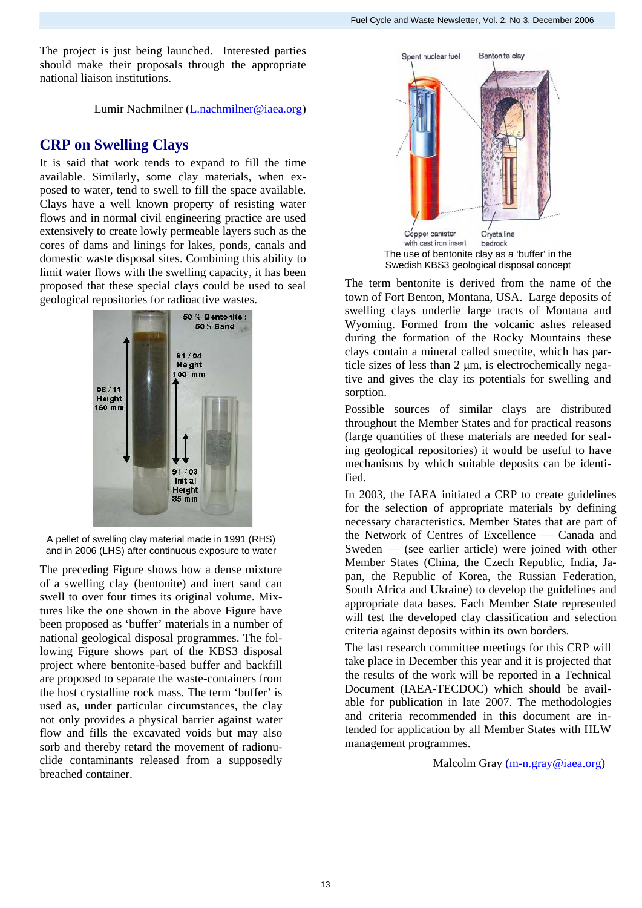The project is just being launched. Interested parties should make their proposals through the appropriate national liaison institutions.

Lumir Nachmilner (L.nachmilner@iaea.org)

## CRP on Swelling Clays

It is said that work tends to expand to fill the time available. Similarly, some clay materials, when exposed to water, tend to swell to fill the space available. Clays have a well known property of resisting water flows and in normal civil engineering practice are used extensively to create lowly permeable layers such as the cores of dams and linings for lakes, ponds, canals and domestic waste disposal sites. Combining this ability to limit water flows with the swelling capacity, it has been proposed that these special clays could be used to seal geological repositories for radioactive wastes.

A pellet of swelling clay material made in 1991 (RHS) and in 2006 (LHS) after continuous exposure to water

The preceding Figure shows how a dense mixture of a swelling clay (bentonite) and inert sand can swell to over four times its original volume. Mixtures like the one shown in the above Figure have been proposed as 'buffer' materials in a number of national geological disposal programmes. The following Figure shows part of the KBS3 disposal project where bentonite-based buffer and backfill are proposed to separate the waste-containers from the host crystalline rock mass. The term 'buffer' is used as, under particular circumstances, the clay not only provides a physical barrier against water flow and fills the excavated voids but may also sorb and thereby retard the movement of radionuclide contaminants released from a supposedly breached container.

The use of bentonite clay as a 'buffer' in the Swedish KBS3 geological disposal concept

The term bentonite is derived from the name of the town of Fort Benton, Montana, USA. Large deposits of swelling clays underlie large tracts of Montana and Wyoming. Formed from the volcanic ashes released during the formation of the Rocky Mountains these clays contain a mineral called smectite, which has particle sizes of less than 2 μm, is electrochemically negative and gives the clay its potentials for swelling and sorption.

Possible sources of similar clays are distributed throughout the Member States and for practical reasons (large quantities of these materials are needed for sealing geological repositories) it would be useful to have mechanisms by which suitable deposits can be identified.

In 2003, the IAEA initiated a CRP to create guidelines for the selection of appropriate materials by defining necessary characteristics. Member States that are part of the Network of Centres of Excellence — Canada and Sweden — (see earlier article) were joined with other Member States (China, the Czech Republic, India, Japan, the Republic of Korea, the Russian Federation, South Africa and Ukraine) to develop the guidelines and appropriate data bases. Each Member State represented will test the developed clay classification and selection criteria against deposits within its own borders.

The last research committee meetings for this CRP will take place in December this year and it is projected that the results of the work will be reported in a Technical Document (IAEA-TECDOC) which should be available for publication in late 2007. The methodologies and criteria recommended in this document are intended for application by all Member States with HLW management programmes.

Malcolm Gray (m-n.gray@iaea.org)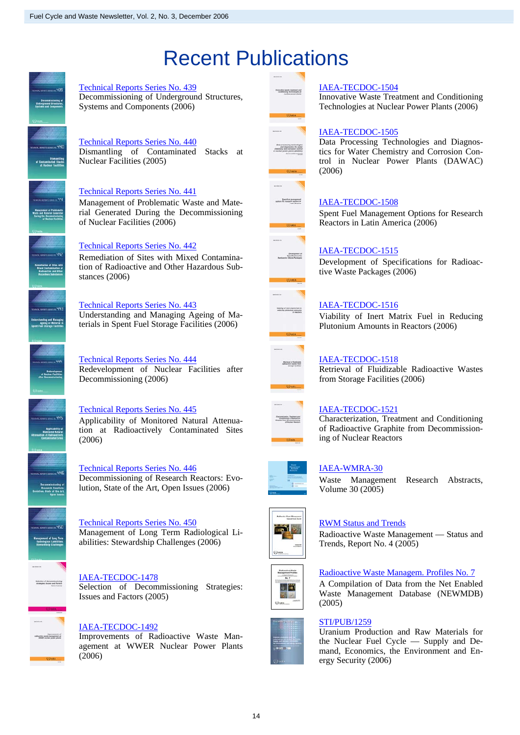# Recent Publications

Technical Reports Series No. 439
Decommissioning of Underground Structures, Systems and Components (2006)

Technical Reports Series No. 440
Dismantling of Contaminated Stacks at Nuclear Facilities (2005)

Technical Reports Series No. 441
Management of Problematic Waste and Material Generated During the Decommissioning of Nuclear Facilities (2006)

Technical Reports Series No. 442
Remediation of Sites with Mixed Contamination of Radioactive and Other Hazardous Substances (2006)

Technical Reports Series No. 443
Understanding and Managing Ageing of Materials in Spent Fuel Storage Facilities (2006)

Technical Reports Series No. 444
Redevelopment of Nuclear Facilities after Decommissioning (2006)

Technical Reports Series No. 445
Applicability of Monitored Natural Attenuation at Radioactively Contaminated Sites (2006)

Technical Reports Series No. 446
Decommissioning of Research Reactors: Evolution, State of the Art, Open Issues (2006)

Technical Reports Series No. 450
Management of Long Term Radiological Liabilities: Stewardship Challenges (2006)

IAEA-TECDOC-1478
Selection of Decommissioning Strategies: Issues and Factors (2005)

IAEA-TECDOC-1492
Improvements of Radioactive Waste Management at WWER Nuclear Power Plants (2006)

IAEA-TECDOC-1504
Innovative Waste Treatment and Conditioning Technologies at Nuclear Power Plants (2006)

IAEA-TECDOC-1505
Data Processing Technologies and Diagnostics for Water Chemistry and Corrosion Control in Nuclear Power Plants (DAWAC) (2006)

IAEA-TECDOC-1508
Spent Fuel Management Options for Research Reactors in Latin America (2006)

IAEA-TECDOC-1515
Development of Specifications for Radioactive Waste Packages (2006)

IAEA-TECDOC-1516
Viability of Inert Matrix Fuel in Reducing Plutonium Amounts in Reactors (2006)

IAEA-TECDOC-1518
Retrieval of Fluidizable Radioactive Wastes from Storage Facilities (2006)

IAEA-TECDOC-1521
Characterization, Treatment and Conditioning of Radioactive Graphite from Decommissioning of Nuclear Reactors

IAEA-WMRA-30
Waste Management Research Abstracts, Volume 30 (2005)

RWM Status and Trends
Radioactive Waste Management — Status and Trends, Report No. 4 (2005)

Radioactive Waste Managem. Profiles No. 7
A Compilation of Data from the Net Enabled Waste Management Database (NEWMDB) (2005)

STI/PUB/1259
Uranium Production and Raw Materials for the Nuclear Fuel Cycle — Supply and Demand, Economics, the Environment and Energy Security (2006)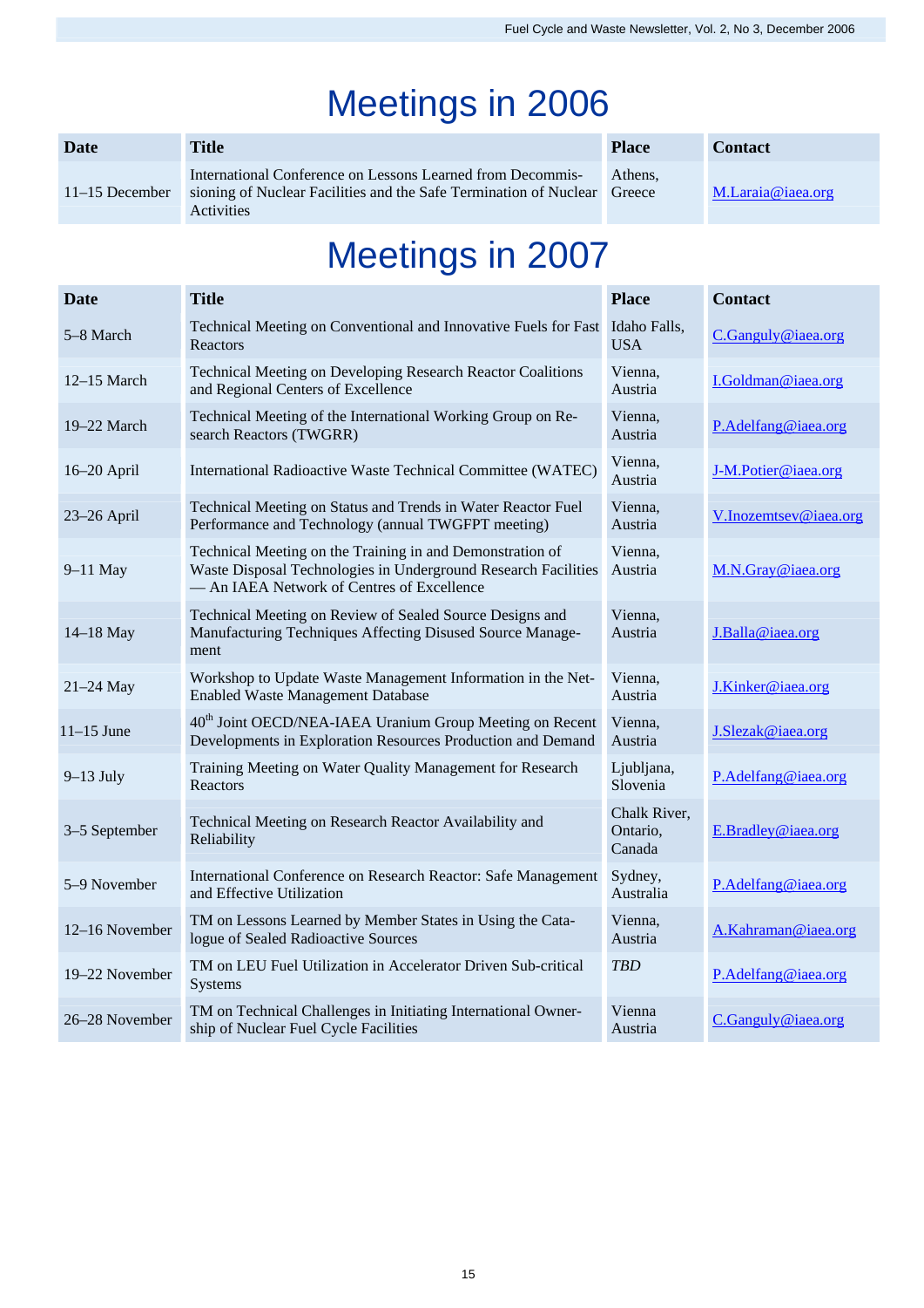# Meetings in 2006

| Date | Title | Place | Contact |
|---|---|---|---|
| 11–15 December | International Conference on Lessons Learned from Decommissioning of Nuclear Facilities and the Safe Termination of Nuclear Activities | Athens, Greece | M.Laraia@iaea.org |

# Meetings in 2007

| Date | Title | Place | Contact |
|---|---|---|---|
| 5–8 March | Technical Meeting on Conventional and Innovative Fuels for Fast Reactors | Idaho Falls, USA | C.Ganguly@iaea.org |
| 12–15 March | Technical Meeting on Developing Research Reactor Coalitions and Regional Centers of Excellence | Vienna, Austria | I.Goldman@iaea.org |
| 19–22 March | Technical Meeting of the International Working Group on Research Reactors (TWGRR) | Vienna, Austria | P.Adelfang@iaea.org |
| 16–20 April | International Radioactive Waste Technical Committee (WATEC) | Vienna, Austria | J-M.Potier@iaea.org |
| 23–26 April | Technical Meeting on Status and Trends in Water Reactor Fuel Performance and Technology (annual TWGFPT meeting) | Vienna, Austria | V.Inozemtsev@iaea.org |
| 9–11 May | Technical Meeting on the Training in and Demonstration of Waste Disposal Technologies in Underground Research Facilities — An IAEA Network of Centres of Excellence | Vienna, Austria | M.N.Gray@iaea.org |
| 14–18 May | Technical Meeting on Review of Sealed Source Designs and Manufacturing Techniques Affecting Disused Source Management | Vienna, Austria | J.Balla@iaea.org |
| 21–24 May | Workshop to Update Waste Management Information in the Net-Enabled Waste Management Database | Vienna, Austria | J.Kinker@iaea.org |
| 11–15 June | 40th Joint OECD/NEA-IAEA Uranium Group Meeting on Recent Developments in Exploration Resources Production and Demand | Vienna, Austria | J.Slezak@iaea.org |
| 9–13 July | Training Meeting on Water Quality Management for Research Reactors | Ljubljana, Slovenia | P.Adelfang@iaea.org |
| 3–5 September | Technical Meeting on Research Reactor Availability and Reliability | Chalk River, Ontario, Canada | E.Bradley@iaea.org |
| 5–9 November | International Conference on Research Reactor: Safe Management and Effective Utilization | Sydney, Australia | P.Adelfang@iaea.org |
| 12–16 November | TM on Lessons Learned by Member States in Using the Catalogue of Sealed Radioactive Sources | Vienna, Austria | A.Kahraman@iaea.org |
| 19–22 November | TM on LEU Fuel Utilization in Accelerator Driven Sub-critical Systems | *TBD* | P.Adelfang@iaea.org |
| 26–28 November | TM on Technical Challenges in Initiating International Ownership of Nuclear Fuel Cycle Facilities | Vienna Austria | C.Ganguly@iaea.org |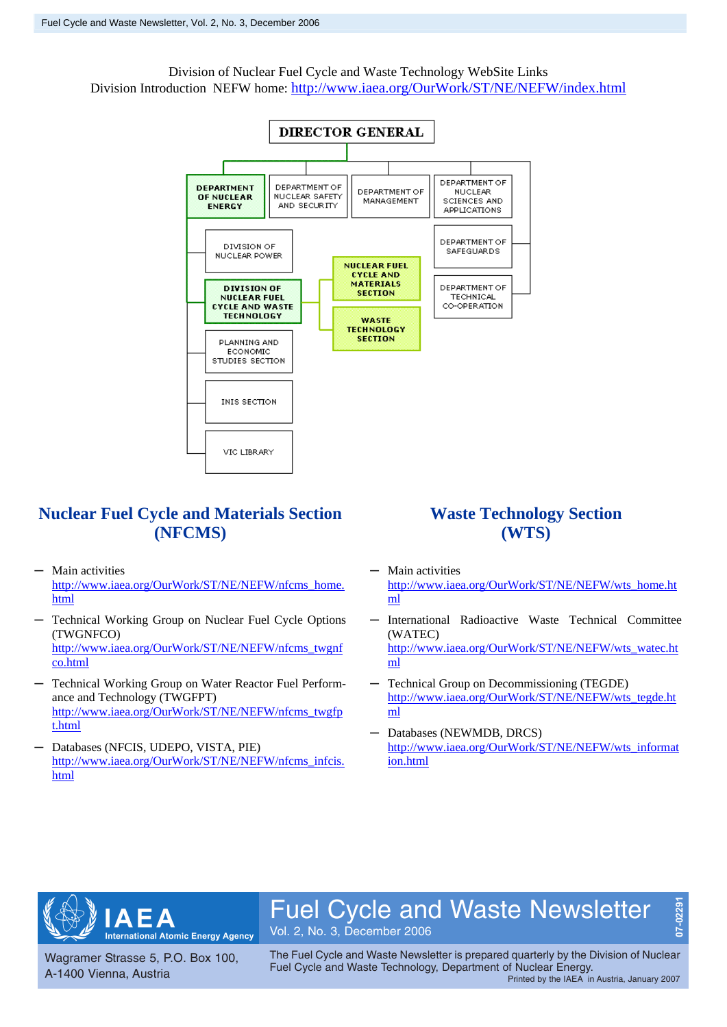Division of Nuclear Fuel Cycle and Waste Technology WebSite Links
Division Introduction NEFW home: http://www.iaea.org/OurWork/ST/NE/NEFW/index.html

DIRECTOR GENERAL

DEPARTMENT OF NUCLEAR ENERGY

DEPARTMENT OF NUCLEAR SAFETY AND SECURITY

DEPARTMENT OF MANAGEMENT

DEPARTMENT OF NUCLEAR SCIENCES AND APPLICATIONS

DEPARTMENT OF SAFEGUARDS

DEPARTMENT OF TECHNICAL CO-OPERATION

DIVISION OF NUCLEAR POWER

DIVISION OF NUCLEAR FUEL CYCLE AND WASTE TECHNOLOGY

NUCLEAR FUEL CYCLE AND MATERIALS SECTION

WASTE TECHNOLOGY SECTION

PLANNING AND ECONOMIC STUDIES SECTION

INIS SECTION

VIC LIBRARY

## Nuclear Fuel Cycle and Materials Section (NFCMS)

- Main activities
  http://www.iaea.org/OurWork/ST/NE/NEFW/nfcms_home.html
- Technical Working Group on Nuclear Fuel Cycle Options (TWGNFCO)
  http://www.iaea.org/OurWork/ST/NE/NEFW/nfcms_twgnfco.html
- Technical Working Group on Water Reactor Fuel Performance and Technology (TWGFPT)
  http://www.iaea.org/OurWork/ST/NE/NEFW/nfcms_twgfpt.html
- Databases (NFCIS, UDEPO, VISTA, PIE)
  http://www.iaea.org/OurWork/ST/NE/NEFW/nfcms_infcis.html

## Waste Technology Section (WTS)

- Main activities
  http://www.iaea.org/OurWork/ST/NE/NEFW/wts_home.html
- International Radioactive Waste Technical Committee (WATEC)
  http://www.iaea.org/OurWork/ST/NE/NEFW/wts_watec.html
- Technical Group on Decommissioning (TEGDE)
  http://www.iaea.org/OurWork/ST/NE/NEFW/wts_tegde.html
- Databases (NEWMDB, DRCS)
  http://www.iaea.org/OurWork/ST/NE/NEFW/wts_information.html

IAEA
International Atomic Energy Agency

Wagramer Strasse 5, P.O. Box 100,
A-1400 Vienna, Austria

# Fuel Cycle and Waste Newsletter

Vol. 2, No. 3, December 2006

07-02291

The Fuel Cycle and Waste Newsletter is prepared quarterly by the Division of Nuclear Fuel Cycle and Waste Technology, Department of Nuclear Energy.

Printed by the IAEA in Austria, January 2007